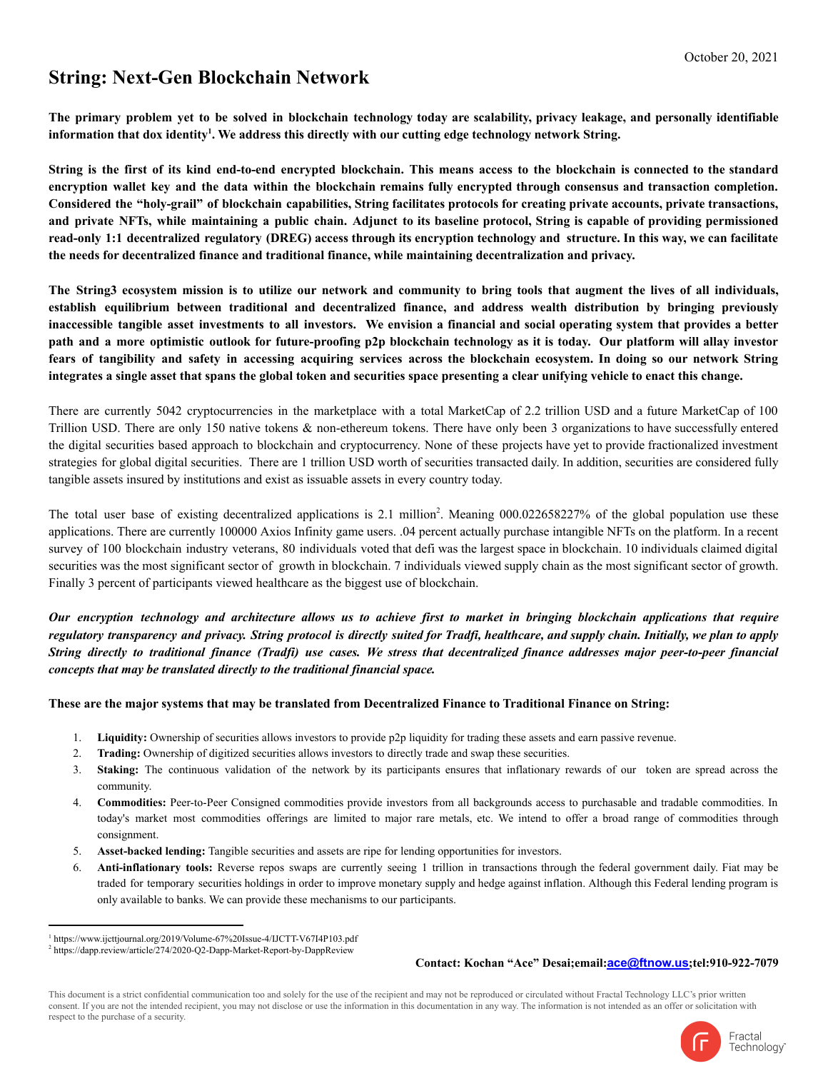October 20, 2021

# String: Next-Gen Blockchain Network

**The primary problem yet to be solved in blockchain technology today are scalability, privacy leakage, and personally identifiable information that dox identity[1]. We address this directly with our cutting edge technology network String.**

**String is the first of its kind end-to-end encrypted blockchain. This means access to the blockchain is connected to the standard encryption wallet key and the data within the blockchain remains fully encrypted through consensus and transaction completion. Considered the "holy-grail" of blockchain capabilities, String facilitates protocols for creating private accounts, private transactions, and private NFTs, while maintaining a public chain. Adjunct to its baseline protocol, String is capable of providing permissioned read-only 1:1 decentralized regulatory (DREG) access through its encryption technology and structure. In this way, we can facilitate the needs for decentralized finance and traditional finance, while maintaining decentralization and privacy.**

**The String3 ecosystem mission is to utilize our network and community to bring tools that augment the lives of all individuals, establish equilibrium between traditional and decentralized finance, and address wealth distribution by bringing previously inaccessible tangible asset investments to all investors. We envision a financial and social operating system that provides a better path and a more optimistic outlook for future-proofing p2p blockchain technology as it is today. Our platform will allay investor fears of tangibility and safety in accessing acquiring services across the blockchain ecosystem. In doing so our network String integrates a single asset that spans the global token and securities space presenting a clear unifying vehicle to enact this change.**

There are currently 5042 cryptocurrencies in the marketplace with a total MarketCap of 2.2 trillion USD and a future MarketCap of 100 Trillion USD. There are only 150 native tokens & non-ethereum tokens. There have only been 3 organizations to have successfully entered the digital securities based approach to blockchain and cryptocurrency. None of these projects have yet to provide fractionalized investment strategies for global digital securities. There are 1 trillion USD worth of securities transacted daily. In addition, securities are considered fully tangible assets insured by institutions and exist as issuable assets in every country today.

The total user base of existing decentralized applications is 2.1 million[2]. Meaning 000.022658227% of the global population use these applications. There are currently 100000 Axios Infinity game users. .04 percent actually purchase intangible NFTs on the platform. In a recent survey of 100 blockchain industry veterans, 80 individuals voted that defi was the largest space in blockchain. 10 individuals claimed digital securities was the most significant sector of growth in blockchain. 7 individuals viewed supply chain as the most significant sector of growth. Finally 3 percent of participants viewed healthcare as the biggest use of blockchain.

***Our encryption technology and architecture allows us to achieve first to market in bringing blockchain applications that require regulatory transparency and privacy. String protocol is directly suited for Tradfi, healthcare, and supply chain. Initially, we plan to apply String directly to traditional finance (Tradfi) use cases. We stress that decentralized finance addresses major peer-to-peer financial concepts that may be translated directly to the traditional financial space.***

**These are the major systems that may be translated from Decentralized Finance to Traditional Finance on String:**

1. **Liquidity:** Ownership of securities allows investors to provide p2p liquidity for trading these assets and earn passive revenue.
2. **Trading:** Ownership of digitized securities allows investors to directly trade and swap these securities.
3. **Staking:** The continuous validation of the network by its participants ensures that inflationary rewards of our token are spread across the community.
4. **Commodities:** Peer-to-Peer Consigned commodities provide investors from all backgrounds access to purchasable and tradable commodities. In today's market most commodities offerings are limited to major rare metals, etc. We intend to offer a broad range of commodities through consignment.
5. **Asset-backed lending:** Tangible securities and assets are ripe for lending opportunities for investors.
6. **Anti-inflationary tools:** Reverse repos swaps are currently seeing 1 trillion in transactions through the federal government daily. Fiat may be traded for temporary securities holdings in order to improve monetary supply and hedge against inflation. Although this Federal lending program is only available to banks. We can provide these mechanisms to our participants.

---

[1] https://www.ijcttjournal.org/2019/Volume-67%20Issue-4/IJCTT-V67I4P103.pdf

[2] https://dapp.review/article/274/2020-Q2-Dapp-Market-Report-by-DappReview

**Contact: Kochan "Ace" Desai;email:ace@ftnow.us;tel:910-922-7079**

This document is a strict confidential communication too and solely for the use of the recipient and may not be reproduced or circulated without Fractal Technology LLC's prior written consent. If you are not the intended recipient, you may not disclose or use the information in this documentation in any way. The information is not intended as an offer or solicitation with respect to the purchase of a security.

Fractal Technology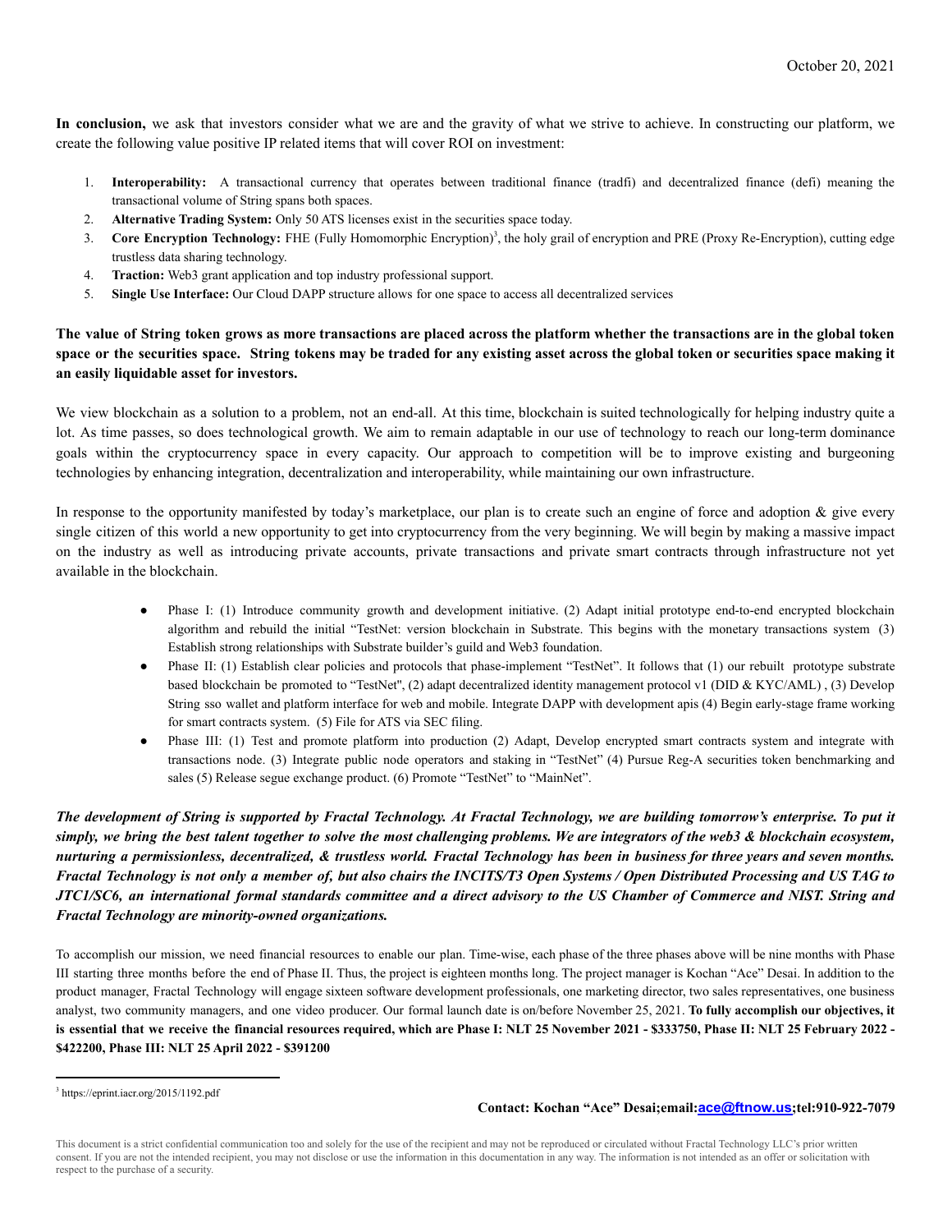October 20, 2021

**In conclusion,** we ask that investors consider what we are and the gravity of what we strive to achieve. In constructing our platform, we create the following value positive IP related items that will cover ROI on investment:

1. **Interoperability:** A transactional currency that operates between traditional finance (tradfi) and decentralized finance (defi) meaning the transactional volume of String spans both spaces.
2. **Alternative Trading System:** Only 50 ATS licenses exist in the securities space today.
3. **Core Encryption Technology:** FHE (Fully Homomorphic Encryption)[3], the holy grail of encryption and PRE (Proxy Re-Encryption), cutting edge trustless data sharing technology.
4. **Traction:** Web3 grant application and top industry professional support.
5. **Single Use Interface:** Our Cloud DAPP structure allows for one space to access all decentralized services

**The value of String token grows as more transactions are placed across the platform whether the transactions are in the global token space or the securities space. String tokens may be traded for any existing asset across the global token or securities space making it an easily liquidable asset for investors.**

We view blockchain as a solution to a problem, not an end-all. At this time, blockchain is suited technologically for helping industry quite a lot. As time passes, so does technological growth. We aim to remain adaptable in our use of technology to reach our long-term dominance goals within the cryptocurrency space in every capacity. Our approach to competition will be to improve existing and burgeoning technologies by enhancing integration, decentralization and interoperability, while maintaining our own infrastructure.

In response to the opportunity manifested by today's marketplace, our plan is to create such an engine of force and adoption & give every single citizen of this world a new opportunity to get into cryptocurrency from the very beginning. We will begin by making a massive impact on the industry as well as introducing private accounts, private transactions and private smart contracts through infrastructure not yet available in the blockchain.

- Phase I: (1) Introduce community growth and development initiative. (2) Adapt initial prototype end-to-end encrypted blockchain algorithm and rebuild the initial "TestNet: version blockchain in Substrate. This begins with the monetary transactions system (3) Establish strong relationships with Substrate builder's guild and Web3 foundation.
- Phase II: (1) Establish clear policies and protocols that phase-implement "TestNet". It follows that (1) our rebuilt prototype substrate based blockchain be promoted to "TestNet", (2) adapt decentralized identity management protocol v1 (DID & KYC/AML) , (3) Develop String sso wallet and platform interface for web and mobile. Integrate DAPP with development apis (4) Begin early-stage frame working for smart contracts system. (5) File for ATS via SEC filing.
- Phase III: (1) Test and promote platform into production (2) Adapt, Develop encrypted smart contracts system and integrate with transactions node. (3) Integrate public node operators and staking in "TestNet" (4) Pursue Reg-A securities token benchmarking and sales (5) Release segue exchange product. (6) Promote "TestNet" to "MainNet".

***The development of String is supported by Fractal Technology. At Fractal Technology, we are building tomorrow's enterprise. To put it simply, we bring the best talent together to solve the most challenging problems. We are integrators of the web3 & blockchain ecosystem, nurturing a permissionless, decentralized, & trustless world. Fractal Technology has been in business for three years and seven months. Fractal Technology is not only a member of, but also chairs the INCITS/T3 Open Systems / Open Distributed Processing and US TAG to JTC1/SC6, an international formal standards committee and a direct advisory to the US Chamber of Commerce and NIST. String and Fractal Technology are minority-owned organizations.***

To accomplish our mission, we need financial resources to enable our plan. Time-wise, each phase of the three phases above will be nine months with Phase III starting three months before the end of Phase II. Thus, the project is eighteen months long. The project manager is Kochan "Ace" Desai. In addition to the product manager, Fractal Technology will engage sixteen software development professionals, one marketing director, two sales representatives, one business analyst, two community managers, and one video producer. Our formal launch date is on/before November 25, 2021. **To fully accomplish our objectives, it is essential that we receive the financial resources required, which are Phase I: NLT 25 November 2021 - $333750, Phase II: NLT 25 February 2022 - $422200, Phase III: NLT 25 April 2022 - $391200**

[3] https://eprint.iacr.org/2015/1192.pdf

**Contact: Kochan "Ace" Desai;email:ace@ftnow.us;tel:910-922-7079**

This document is a strict confidential communication too and solely for the use of the recipient and may not be reproduced or circulated without Fractal Technology LLC's prior written consent. If you are not the intended recipient, you may not disclose or use the information in this documentation in any way. The information is not intended as an offer or solicitation with respect to the purchase of a security.